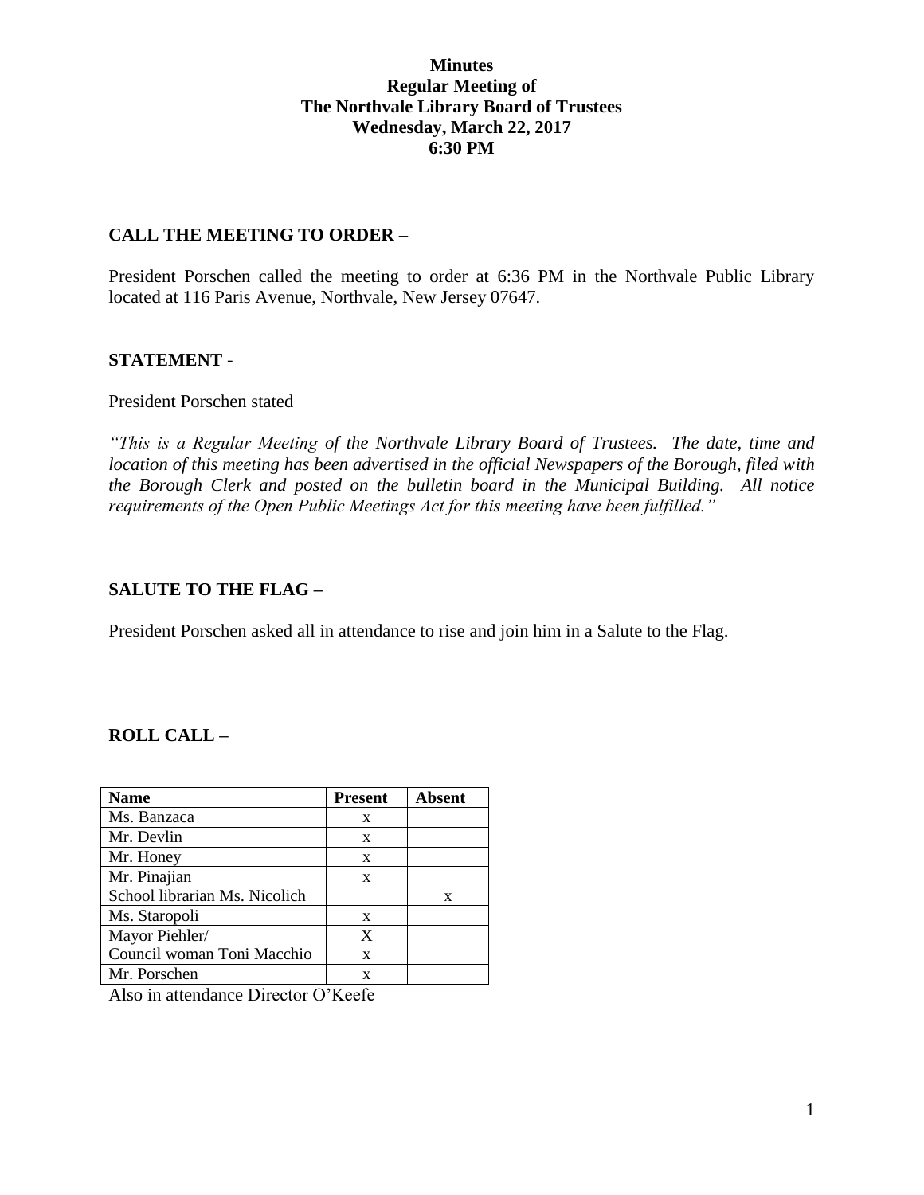**Minutes**
**Regular Meeting of**
**The Northvale Library Board of Trustees**
**Wednesday, March 22, 2017**
**6:30 PM**

## CALL THE MEETING TO ORDER –

President Porschen called the meeting to order at 6:36 PM in the Northvale Public Library located at 116 Paris Avenue, Northvale, New Jersey 07647.

## STATEMENT -

President Porschen stated

*"This is a Regular Meeting of the Northvale Library Board of Trustees. The date, time and location of this meeting has been advertised in the official Newspapers of the Borough, filed with the Borough Clerk and posted on the bulletin board in the Municipal Building. All notice requirements of the Open Public Meetings Act for this meeting have been fulfilled."*

## SALUTE TO THE FLAG –

President Porschen asked all in attendance to rise and join him in a Salute to the Flag.

## ROLL CALL –

| Name | Present | Absent |
|---|---|---|
| Ms. Banzaca | x | |
| Mr. Devlin | x | |
| Mr. Honey | x | |
| Mr. Pinajian | x | |
| School librarian Ms. Nicolich | | x |
| Ms. Staropoli | x | |
| Mayor Piehler/ | X | |
| Council woman Toni Macchio | x | |
| Mr. Porschen | x | |

Also in attendance Director O'Keefe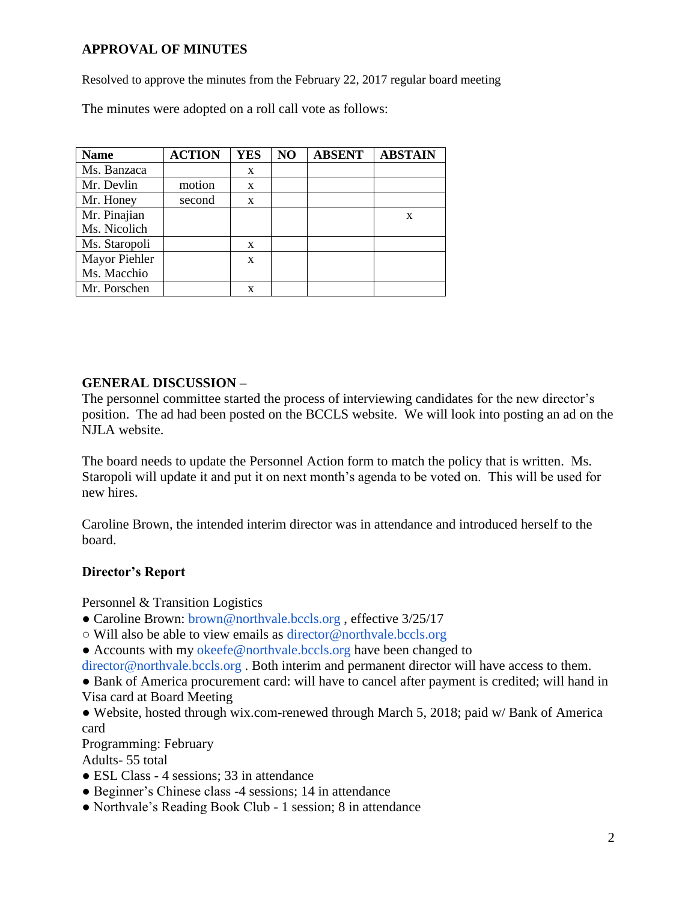**APPROVAL OF MINUTES**

Resolved to approve the minutes from the February 22, 2017 regular board meeting

The minutes were adopted on a roll call vote as follows:

| Name | ACTION | YES | NO | ABSENT | ABSTAIN |
|---|---|---|---|---|---|
| Ms. Banzaca | | x | | | |
| Mr. Devlin | motion | x | | | |
| Mr. Honey | second | x | | | |
| Mr. Pinajian<br>Ms. Nicolich | | | | | x |
| Ms. Staropoli | | x | | | |
| Mayor Piehler<br>Ms. Macchio | | x | | | |
| Mr. Porschen | | x | | | |

**GENERAL DISCUSSION –**

The personnel committee started the process of interviewing candidates for the new director's position. The ad had been posted on the BCCLS website. We will look into posting an ad on the NJLA website.

The board needs to update the Personnel Action form to match the policy that is written. Ms. Staropoli will update it and put it on next month's agenda to be voted on. This will be used for new hires.

Caroline Brown, the intended interim director was in attendance and introduced herself to the board.

**Director's Report**

Personnel & Transition Logistics

- Caroline Brown: brown@northvale.bccls.org , effective 3/25/17
  - Will also be able to view emails as director@northvale.bccls.org
- Accounts with my okeefe@northvale.bccls.org have been changed to director@northvale.bccls.org . Both interim and permanent director will have access to them.
- Bank of America procurement card: will have to cancel after payment is credited; will hand in Visa card at Board Meeting
- Website, hosted through wix.com-renewed through March 5, 2018; paid w/ Bank of America card

Programming: February

Adults- 55 total

- ESL Class - 4 sessions; 33 in attendance
- Beginner's Chinese class -4 sessions; 14 in attendance
- Northvale's Reading Book Club - 1 session; 8 in attendance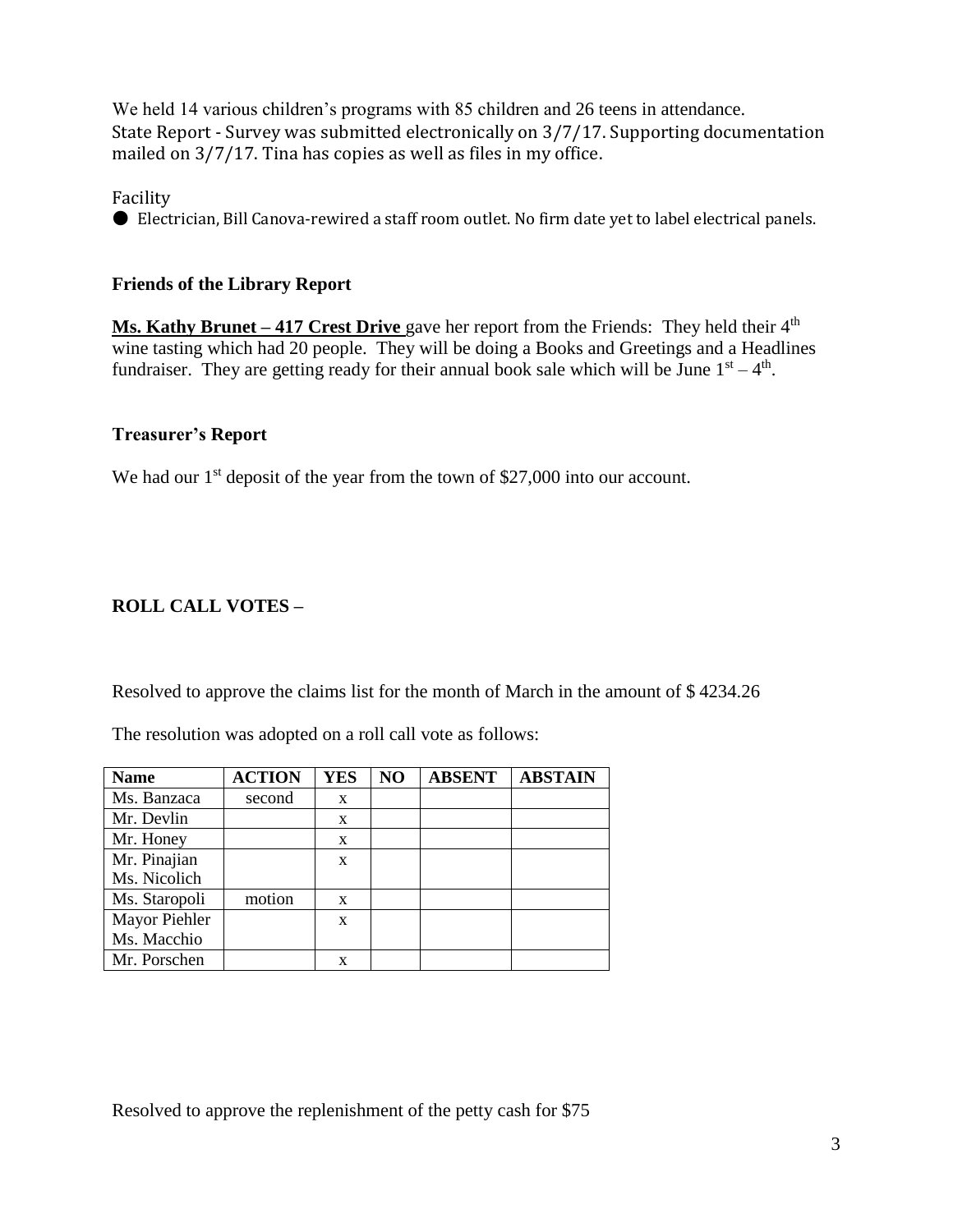We held 14 various children's programs with 85 children and 26 teens in attendance.
State Report - Survey was submitted electronically on 3/7/17. Supporting documentation mailed on 3/7/17. Tina has copies as well as files in my office.

Facility

- Electrician, Bill Canova-rewired a staff room outlet. No firm date yet to label electrical panels.

**Friends of the Library Report**

**Ms. Kathy Brunet – 417 Crest Drive** gave her report from the Friends: They held their 4th wine tasting which had 20 people. They will be doing a Books and Greetings and a Headlines fundraiser. They are getting ready for their annual book sale which will be June 1st – 4th.

**Treasurer's Report**

We had our 1st deposit of the year from the town of $27,000 into our account.

**ROLL CALL VOTES –**

Resolved to approve the claims list for the month of March in the amount of $ 4234.26

The resolution was adopted on a roll call vote as follows:

| Name | ACTION | YES | NO | ABSENT | ABSTAIN |
|---|---|---|---|---|---|
| Ms. Banzaca | second | x | | | |
| Mr. Devlin | | x | | | |
| Mr. Honey | | x | | | |
| Mr. Pinajian | | x | | | |
| Ms. Nicolich | | | | | |
| Ms. Staropoli | motion | x | | | |
| Mayor Piehler | | x | | | |
| Ms. Macchio | | | | | |
| Mr. Porschen | | x | | | |

Resolved to approve the replenishment of the petty cash for $75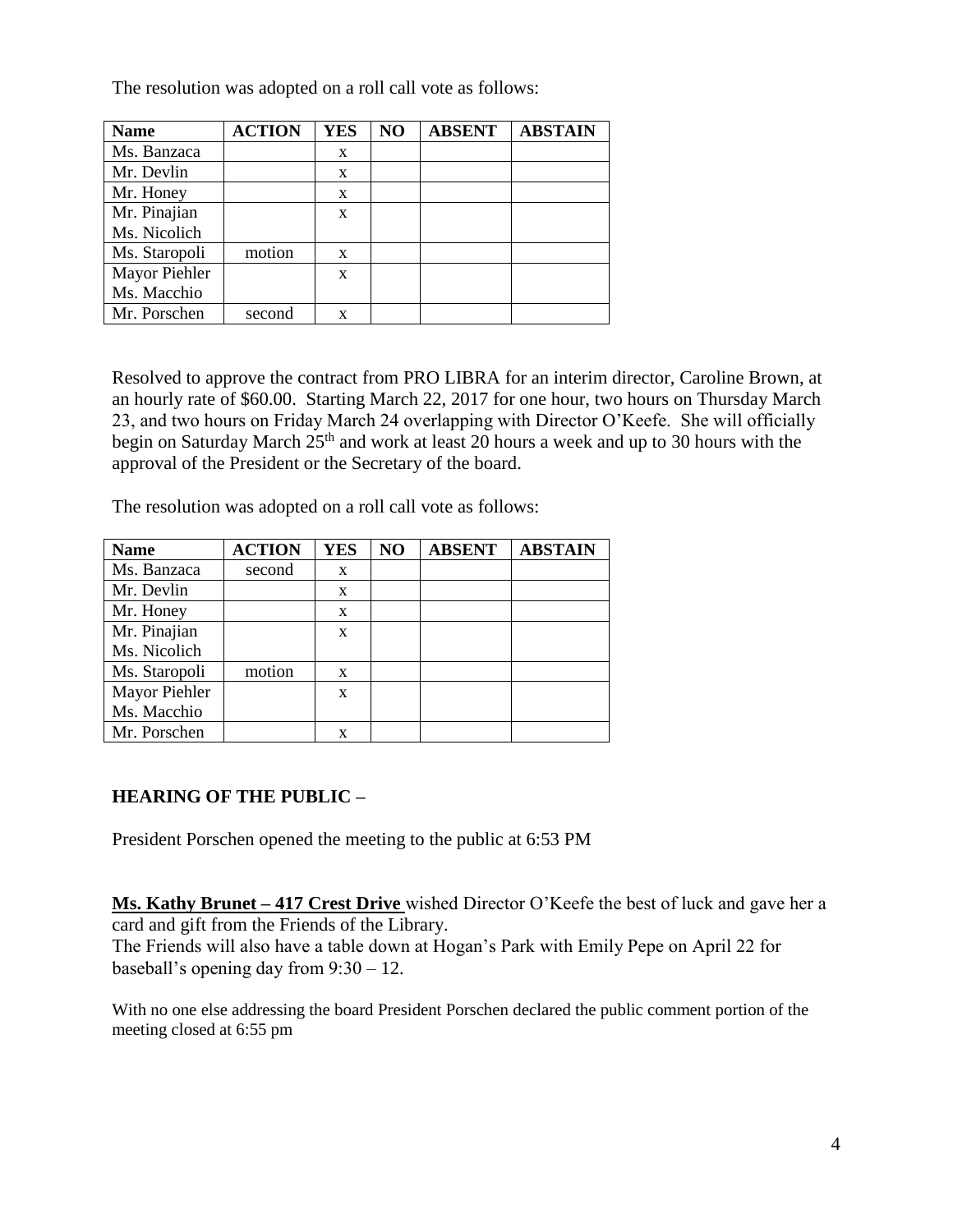The resolution was adopted on a roll call vote as follows:

| Name | ACTION | YES | NO | ABSENT | ABSTAIN |
|---|---|---|---|---|---|
| Ms. Banzaca | | x | | | |
| Mr. Devlin | | x | | | |
| Mr. Honey | | x | | | |
| Mr. Pinajian | | x | | | |
| Ms. Nicolich | | | | | |
| Ms. Staropoli | motion | x | | | |
| Mayor Piehler | | x | | | |
| Ms. Macchio | | | | | |
| Mr. Porschen | second | x | | | |

Resolved to approve the contract from PRO LIBRA for an interim director, Caroline Brown, at an hourly rate of $60.00. Starting March 22, 2017 for one hour, two hours on Thursday March 23, and two hours on Friday March 24 overlapping with Director O'Keefe. She will officially begin on Saturday March 25th and work at least 20 hours a week and up to 30 hours with the approval of the President or the Secretary of the board.

The resolution was adopted on a roll call vote as follows:

| Name | ACTION | YES | NO | ABSENT | ABSTAIN |
|---|---|---|---|---|---|
| Ms. Banzaca | second | x | | | |
| Mr. Devlin | | x | | | |
| Mr. Honey | | x | | | |
| Mr. Pinajian | | x | | | |
| Ms. Nicolich | | | | | |
| Ms. Staropoli | motion | x | | | |
| Mayor Piehler | | x | | | |
| Ms. Macchio | | | | | |
| Mr. Porschen | | x | | | |

**HEARING OF THE PUBLIC –**

President Porschen opened the meeting to the public at 6:53 PM

**Ms. Kathy Brunet – 417 Crest Drive** wished Director O'Keefe the best of luck and gave her a card and gift from the Friends of the Library.
The Friends will also have a table down at Hogan's Park with Emily Pepe on April 22 for baseball's opening day from 9:30 – 12.

With no one else addressing the board President Porschen declared the public comment portion of the meeting closed at 6:55 pm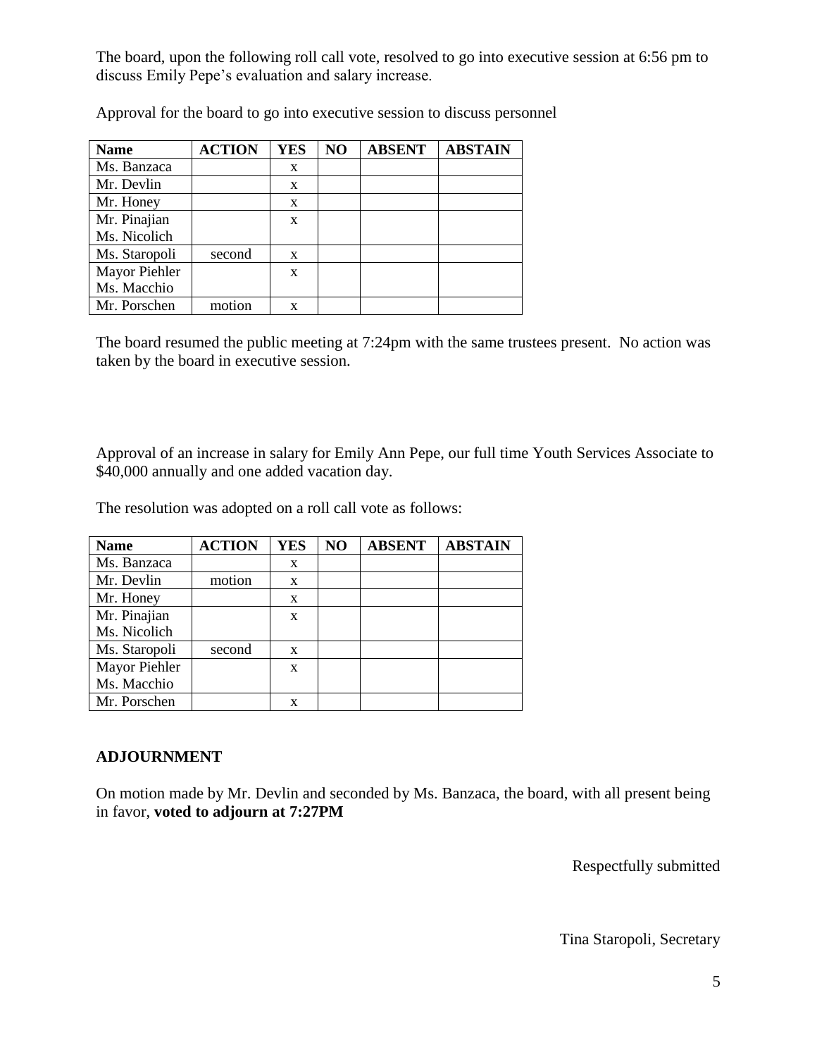The board, upon the following roll call vote, resolved to go into executive session at 6:56 pm to discuss Emily Pepe's evaluation and salary increase.

Approval for the board to go into executive session to discuss personnel

| Name | ACTION | YES | NO | ABSENT | ABSTAIN |
|---|---|---|---|---|---|
| Ms. Banzaca | | x | | | |
| Mr. Devlin | | x | | | |
| Mr. Honey | | x | | | |
| Mr. Pinajian<br>Ms. Nicolich | | x | | | |
| Ms. Staropoli | second | x | | | |
| Mayor Piehler<br>Ms. Macchio | | x | | | |
| Mr. Porschen | motion | x | | | |

The board resumed the public meeting at 7:24pm with the same trustees present. No action was taken by the board in executive session.

Approval of an increase in salary for Emily Ann Pepe, our full time Youth Services Associate to $40,000 annually and one added vacation day.

The resolution was adopted on a roll call vote as follows:

| Name | ACTION | YES | NO | ABSENT | ABSTAIN |
|---|---|---|---|---|---|
| Ms. Banzaca | | x | | | |
| Mr. Devlin | motion | x | | | |
| Mr. Honey | | x | | | |
| Mr. Pinajian<br>Ms. Nicolich | | x | | | |
| Ms. Staropoli | second | x | | | |
| Mayor Piehler<br>Ms. Macchio | | x | | | |
| Mr. Porschen | | x | | | |

## ADJOURNMENT

On motion made by Mr. Devlin and seconded by Ms. Banzaca, the board, with all present being in favor, **voted to adjourn at 7:27PM**

Respectfully submitted

Tina Staropoli, Secretary